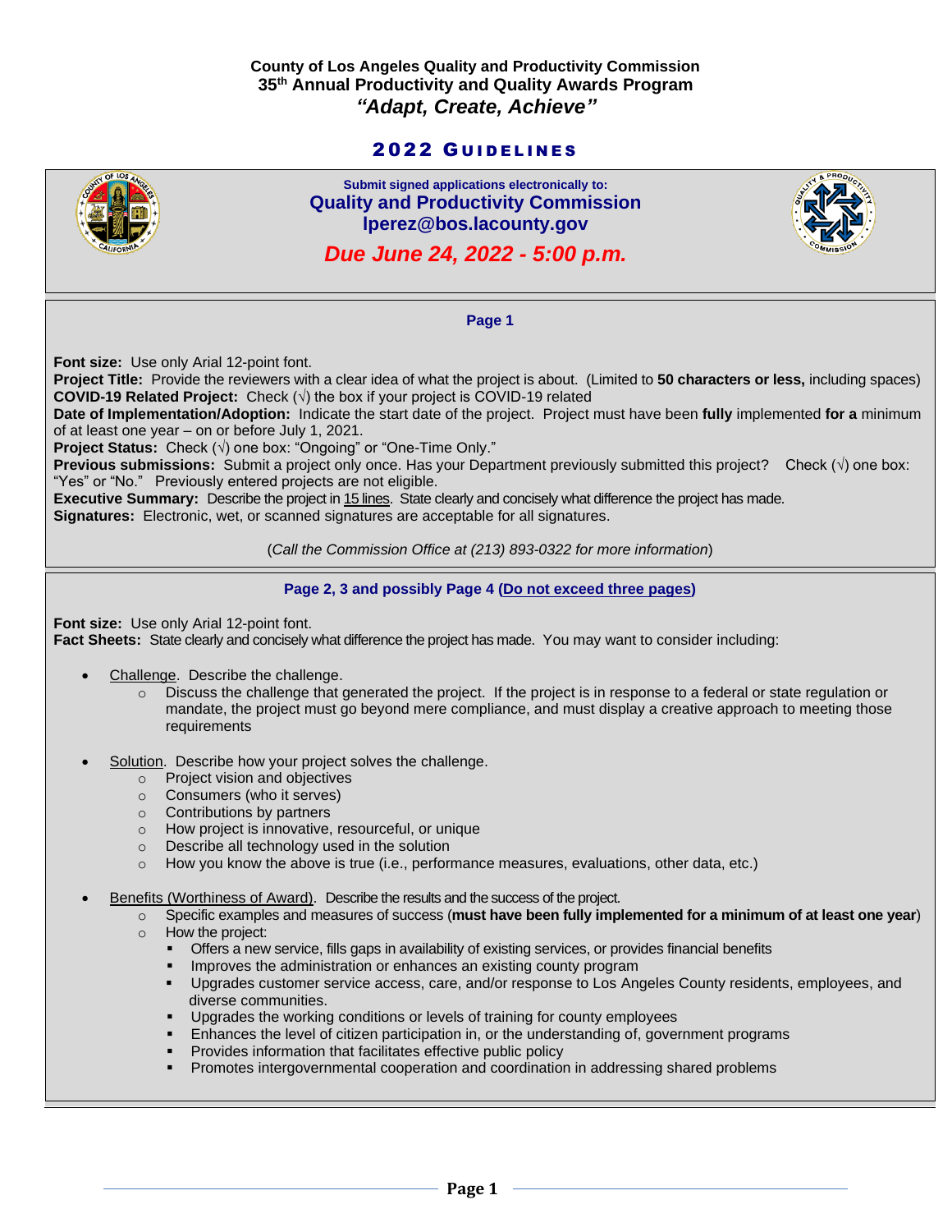**County of Los Angeles Quality and Productivity Commission**
**35th Annual Productivity and Quality Awards Program**
***"Adapt, Create, Achieve"***

# 2022 GUIDELINES

**Submit signed applications electronically to:**
**Quality and Productivity Commission**
**lperez@bos.lacounty.gov**

***Due June 24, 2022 - 5:00 p.m.***

## Page 1

**Font size:** Use only Arial 12-point font.
**Project Title:** Provide the reviewers with a clear idea of what the project is about. (Limited to **50 characters or less,** including spaces)
**COVID-19 Related Project:** Check (√) the box if your project is COVID-19 related
**Date of Implementation/Adoption:** Indicate the start date of the project. Project must have been **fully** implemented **for a** minimum of at least one year – on or before July 1, 2021.
**Project Status:** Check (√) one box: "Ongoing" or "One-Time Only."
**Previous submissions:** Submit a project only once. Has your Department previously submitted this project? Check (√) one box: "Yes" or "No." Previously entered projects are not eligible.
**Executive Summary:** Describe the project in 15 lines. State clearly and concisely what difference the project has made.
**Signatures:** Electronic, wet, or scanned signatures are acceptable for all signatures.

(*Call the Commission Office at (213) 893-0322 for more information*)

## Page 2, 3 and possibly Page 4 (Do not exceed three pages)

**Font size:** Use only Arial 12-point font.
**Fact Sheets:** State clearly and concisely what difference the project has made. You may want to consider including:

- Challenge. Describe the challenge.
  - Discuss the challenge that generated the project. If the project is in response to a federal or state regulation or mandate, the project must go beyond mere compliance, and must display a creative approach to meeting those requirements

- Solution. Describe how your project solves the challenge.
  - Project vision and objectives
  - Consumers (who it serves)
  - Contributions by partners
  - How project is innovative, resourceful, or unique
  - Describe all technology used in the solution
  - How you know the above is true (i.e., performance measures, evaluations, other data, etc.)

- Benefits (Worthiness of Award). Describe the results and the success of the project.
  - Specific examples and measures of success (**must have been fully implemented for a minimum of at least one year**)
  - How the project:
    - Offers a new service, fills gaps in availability of existing services, or provides financial benefits
    - Improves the administration or enhances an existing county program
    - Upgrades customer service access, care, and/or response to Los Angeles County residents, employees, and diverse communities.
    - Upgrades the working conditions or levels of training for county employees
    - Enhances the level of citizen participation in, or the understanding of, government programs
    - Provides information that facilitates effective public policy
    - Promotes intergovernmental cooperation and coordination in addressing shared problems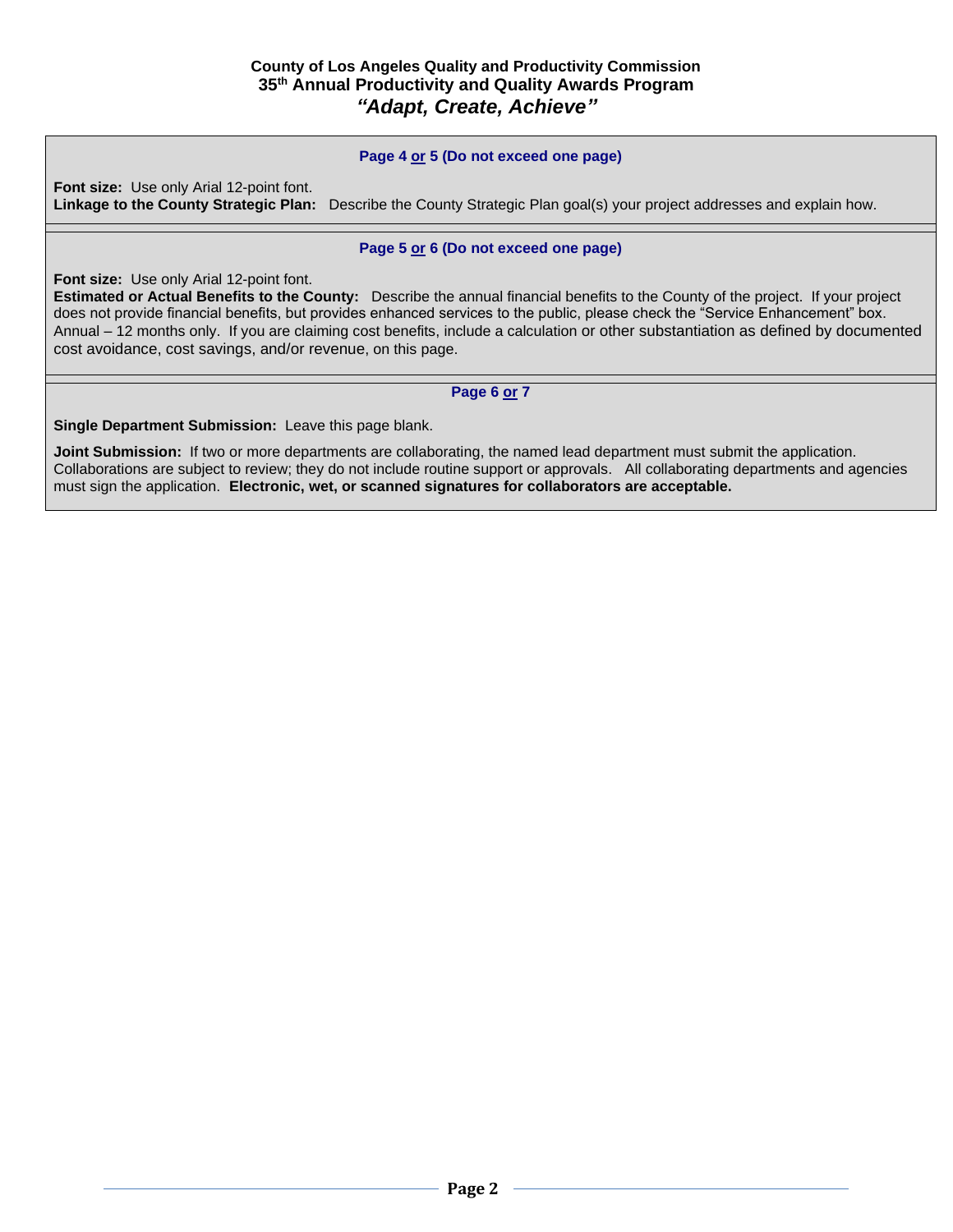**County of Los Angeles Quality and Productivity Commission**
**35th Annual Productivity and Quality Awards Program**
***"Adapt, Create, Achieve"***

**Page 4 or 5 (Do not exceed one page)**

**Font size:** Use only Arial 12-point font.
**Linkage to the County Strategic Plan:** Describe the County Strategic Plan goal(s) your project addresses and explain how.

**Page 5 or 6 (Do not exceed one page)**

**Font size:** Use only Arial 12-point font.
**Estimated or Actual Benefits to the County:** Describe the annual financial benefits to the County of the project. If your project does not provide financial benefits, but provides enhanced services to the public, please check the "Service Enhancement" box. Annual – 12 months only. If you are claiming cost benefits, include a calculation or other substantiation as defined by documented cost avoidance, cost savings, and/or revenue, on this page.

**Page 6 or 7**

**Single Department Submission:** Leave this page blank.

**Joint Submission:** If two or more departments are collaborating, the named lead department must submit the application. Collaborations are subject to review; they do not include routine support or approvals. All collaborating departments and agencies must sign the application. **Electronic, wet, or scanned signatures for collaborators are acceptable.**